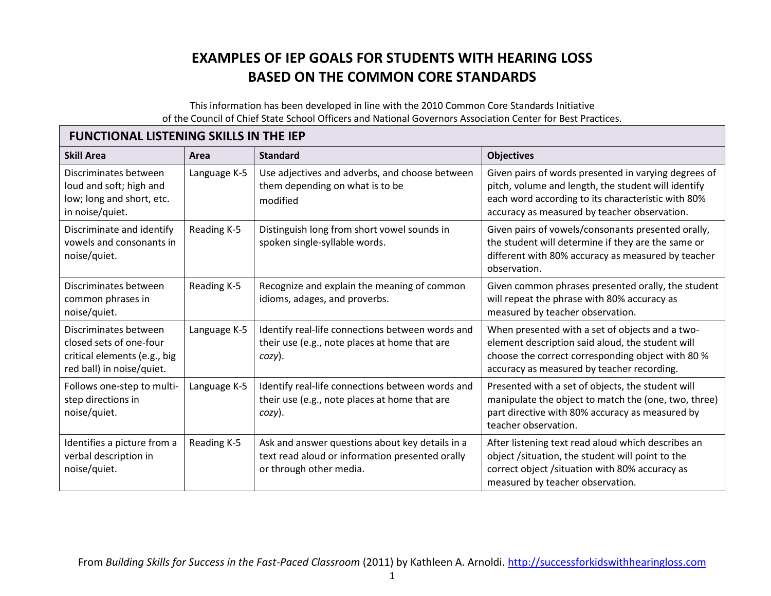# EXAMPLES OF IEP GOALS FOR STUDENTS WITH HEARING LOSS BASED ON THE COMMON CORE STANDARDS

This information has been developed in line with the 2010 Common Core Standards Initiative of the Council of Chief State School Officers and National Governors Association Center for Best Practices.

| **FUNCTIONAL LISTENING SKILLS IN THE IEP** | | | |
|---|---|---|---|
| **Skill Area** | **Area** | **Standard** | **Objectives** |
| Discriminates between loud and soft; high and low; long and short, etc. in noise/quiet. | Language K-5 | Use adjectives and adverbs, and choose between them depending on what is to be modified | Given pairs of words presented in varying degrees of pitch, volume and length, the student will identify each word according to its characteristic with 80% accuracy as measured by teacher observation. |
| Discriminate and identify vowels and consonants in noise/quiet. | Reading K-5 | Distinguish long from short vowel sounds in spoken single-syllable words. | Given pairs of vowels/consonants presented orally, the student will determine if they are the same or different with 80% accuracy as measured by teacher observation. |
| Discriminates between common phrases in noise/quiet. | Reading K-5 | Recognize and explain the meaning of common idioms, adages, and proverbs. | Given common phrases presented orally, the student will repeat the phrase with 80% accuracy as measured by teacher observation. |
| Discriminates between closed sets of one-four critical elements (e.g., big red ball) in noise/quiet. | Language K-5 | Identify real-life connections between words and their use (e.g., note places at home that are *cozy*). | When presented with a set of objects and a two-element description said aloud, the student will choose the correct corresponding object with 80 % accuracy as measured by teacher recording. |
| Follows one-step to multi-step directions in noise/quiet. | Language K-5 | Identify real-life connections between words and their use (e.g., note places at home that are *cozy*). | Presented with a set of objects, the student will manipulate the object to match the (one, two, three) part directive with 80% accuracy as measured by teacher observation. |
| Identifies a picture from a verbal description in noise/quiet. | Reading K-5 | Ask and answer questions about key details in a text read aloud or information presented orally or through other media. | After listening text read aloud which describes an object /situation, the student will point to the correct object /situation with 80% accuracy as measured by teacher observation. |

From *Building Skills for Success in the Fast-Paced Classroom* (2011) by Kathleen A. Arnoldi. http://successforkidswithhearingloss.com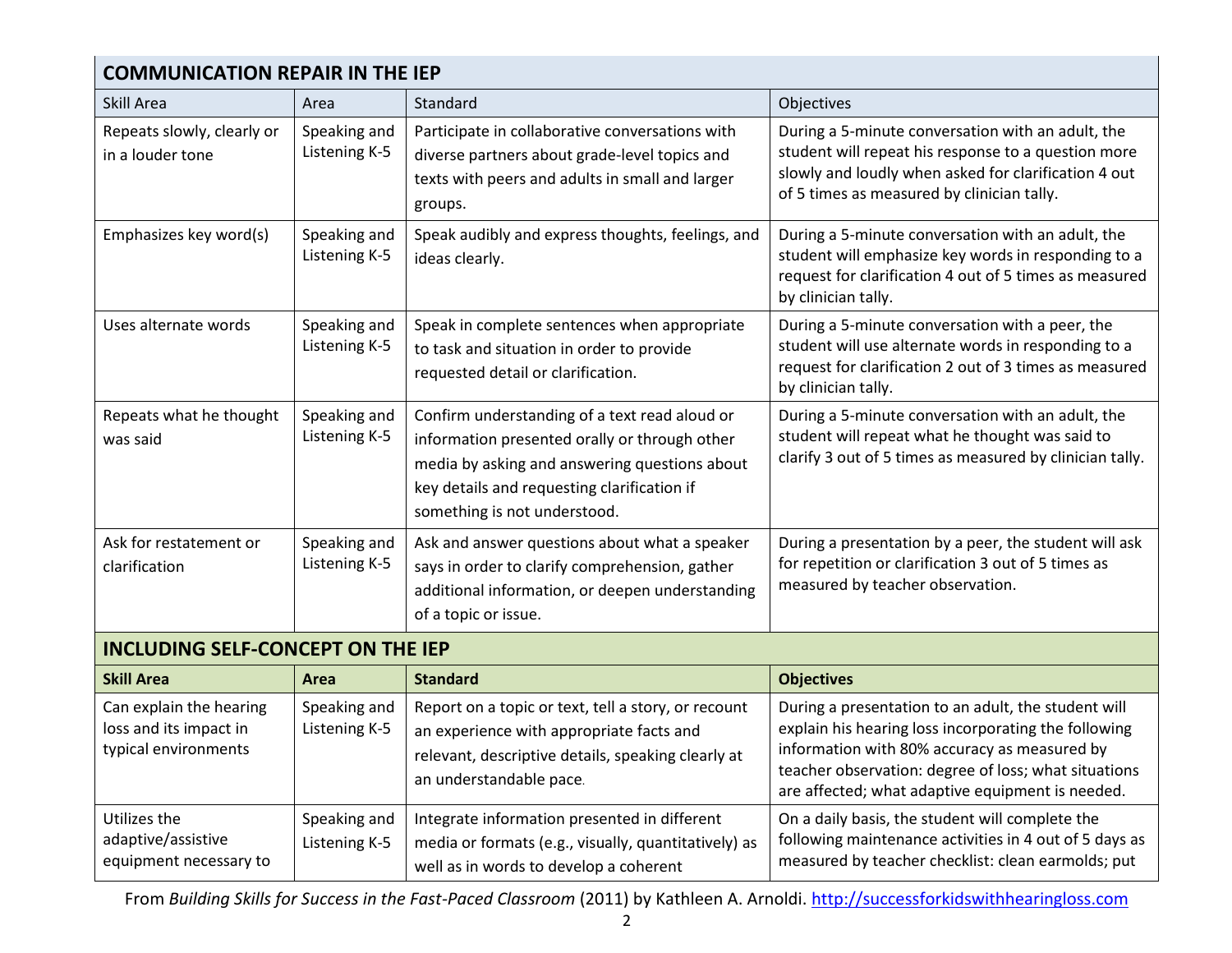## COMMUNICATION REPAIR IN THE IEP

| Skill Area | Area | Standard | Objectives |
|---|---|---|---|
| Repeats slowly, clearly or in a louder tone | Speaking and Listening K-5 | Participate in collaborative conversations with diverse partners about grade-level topics and texts with peers and adults in small and larger groups. | During a 5-minute conversation with an adult, the student will repeat his response to a question more slowly and loudly when asked for clarification 4 out of 5 times as measured by clinician tally. |
| Emphasizes key word(s) | Speaking and Listening K-5 | Speak audibly and express thoughts, feelings, and ideas clearly. | During a 5-minute conversation with an adult, the student will emphasize key words in responding to a request for clarification 4 out of 5 times as measured by clinician tally. |
| Uses alternate words | Speaking and Listening K-5 | Speak in complete sentences when appropriate to task and situation in order to provide requested detail or clarification. | During a 5-minute conversation with a peer, the student will use alternate words in responding to a request for clarification 2 out of 3 times as measured by clinician tally. |
| Repeats what he thought was said | Speaking and Listening K-5 | Confirm understanding of a text read aloud or information presented orally or through other media by asking and answering questions about key details and requesting clarification if something is not understood. | During a 5-minute conversation with an adult, the student will repeat what he thought was said to clarify 3 out of 5 times as measured by clinician tally. |
| Ask for restatement or clarification | Speaking and Listening K-5 | Ask and answer questions about what a speaker says in order to clarify comprehension, gather additional information, or deepen understanding of a topic or issue. | During a presentation by a peer, the student will ask for repetition or clarification 3 out of 5 times as measured by teacher observation. |

## INCLUDING SELF-CONCEPT ON THE IEP

| **Skill Area** | **Area** | **Standard** | **Objectives** |
|---|---|---|---|
| Can explain the hearing loss and its impact in typical environments | Speaking and Listening K-5 | Report on a topic or text, tell a story, or recount an experience with appropriate facts and relevant, descriptive details, speaking clearly at an understandable pace. | During a presentation to an adult, the student will explain his hearing loss incorporating the following information with 80% accuracy as measured by teacher observation: degree of loss; what situations are affected; what adaptive equipment is needed. |
| Utilizes the adaptive/assistive equipment necessary to | Speaking and Listening K-5 | Integrate information presented in different media or formats (e.g., visually, quantitatively) as well as in words to develop a coherent | On a daily basis, the student will complete the following maintenance activities in 4 out of 5 days as measured by teacher checklist: clean earmolds; put |

From *Building Skills for Success in the Fast-Paced Classroom* (2011) by Kathleen A. Arnoldi. http://successforkidswithhearingloss.com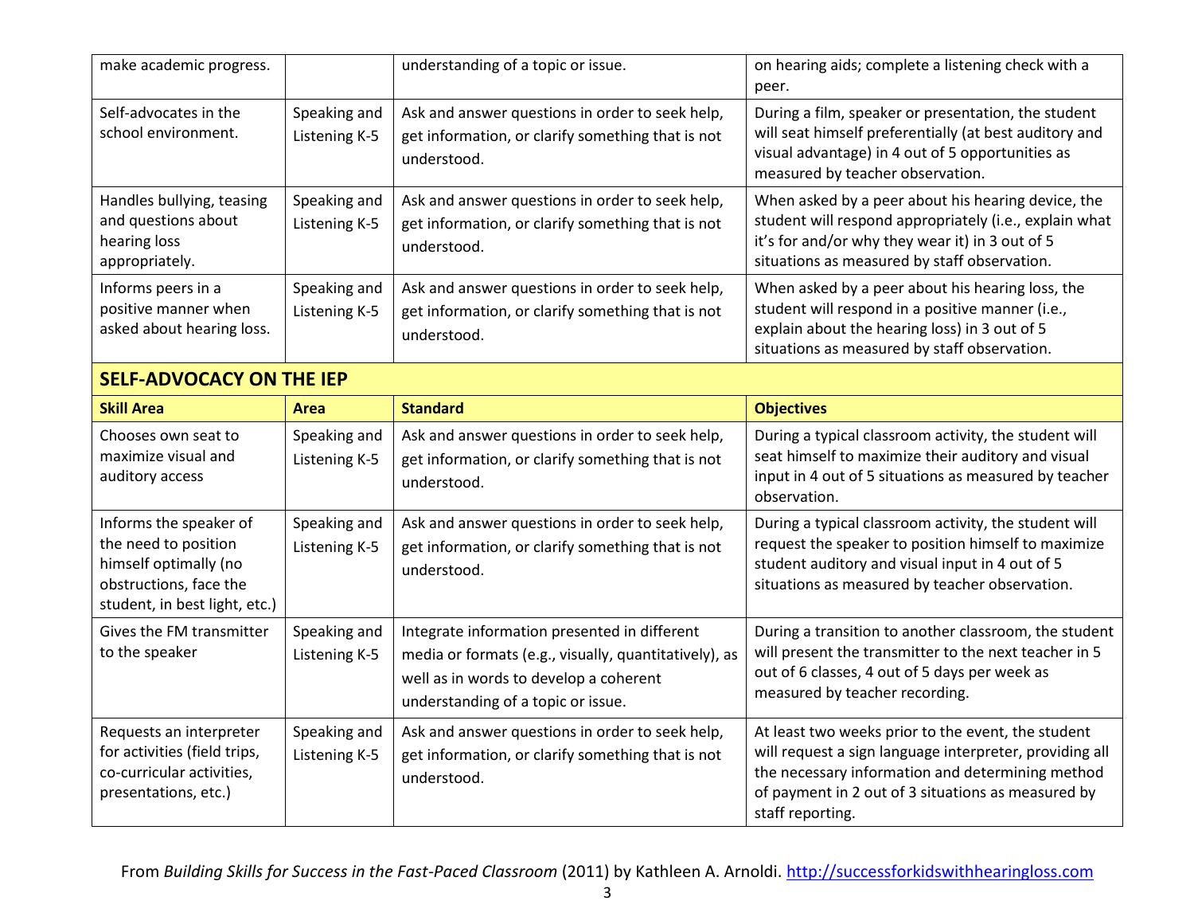| | | | |
|---|---|---|---|
| make academic progress. | | understanding of a topic or issue. | on hearing aids; complete a listening check with a peer. |
| Self-advocates in the school environment. | Speaking and Listening K-5 | Ask and answer questions in order to seek help, get information, or clarify something that is not understood. | During a film, speaker or presentation, the student will seat himself preferentially (at best auditory and visual advantage) in 4 out of 5 opportunities as measured by teacher observation. |
| Handles bullying, teasing and questions about hearing loss appropriately. | Speaking and Listening K-5 | Ask and answer questions in order to seek help, get information, or clarify something that is not understood. | When asked by a peer about his hearing device, the student will respond appropriately (i.e., explain what it's for and/or why they wear it) in 3 out of 5 situations as measured by staff observation. |
| Informs peers in a positive manner when asked about hearing loss. | Speaking and Listening K-5 | Ask and answer questions in order to seek help, get information, or clarify something that is not understood. | When asked by a peer about his hearing loss, the student will respond in a positive manner (i.e., explain about the hearing loss) in 3 out of 5 situations as measured by staff observation. |

## SELF-ADVOCACY ON THE IEP

| Skill Area | Area | Standard | Objectives |
|---|---|---|---|
| Chooses own seat to maximize visual and auditory access | Speaking and Listening K-5 | Ask and answer questions in order to seek help, get information, or clarify something that is not understood. | During a typical classroom activity, the student will seat himself to maximize their auditory and visual input in 4 out of 5 situations as measured by teacher observation. |
| Informs the speaker of the need to position himself optimally (no obstructions, face the student, in best light, etc.) | Speaking and Listening K-5 | Ask and answer questions in order to seek help, get information, or clarify something that is not understood. | During a typical classroom activity, the student will request the speaker to position himself to maximize student auditory and visual input in 4 out of 5 situations as measured by teacher observation. |
| Gives the FM transmitter to the speaker | Speaking and Listening K-5 | Integrate information presented in different media or formats (e.g., visually, quantitatively), as well as in words to develop a coherent understanding of a topic or issue. | During a transition to another classroom, the student will present the transmitter to the next teacher in 5 out of 6 classes, 4 out of 5 days per week as measured by teacher recording. |
| Requests an interpreter for activities (field trips, co-curricular activities, presentations, etc.) | Speaking and Listening K-5 | Ask and answer questions in order to seek help, get information, or clarify something that is not understood. | At least two weeks prior to the event, the student will request a sign language interpreter, providing all the necessary information and determining method of payment in 2 out of 3 situations as measured by staff reporting. |

From *Building Skills for Success in the Fast-Paced Classroom* (2011) by Kathleen A. Arnoldi. http://successforkidswithhearingloss.com